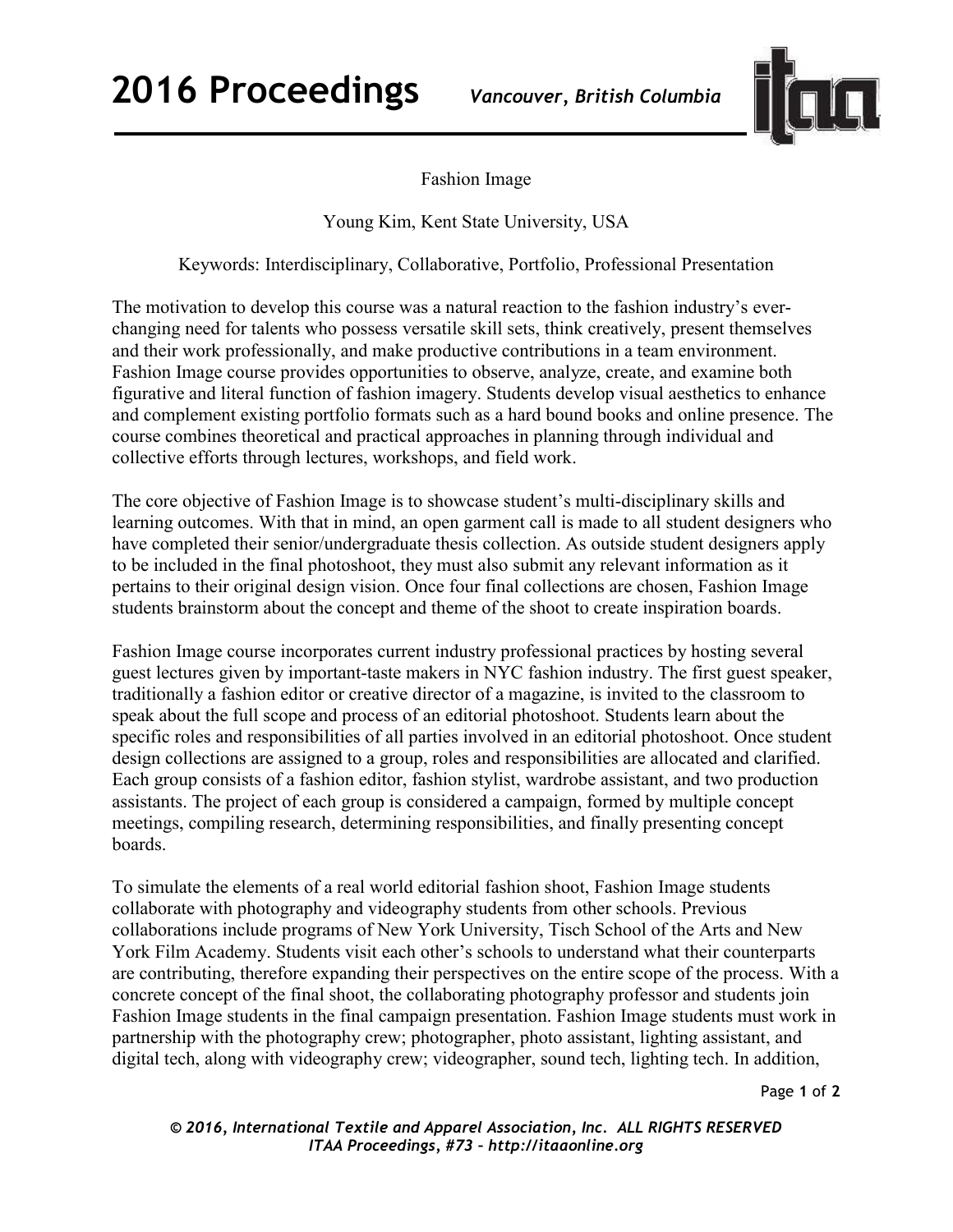# Fashion Image

Young Kim, Kent State University, USA

Keywords: Interdisciplinary, Collaborative, Portfolio, Professional Presentation

The motivation to develop this course was a natural reaction to the fashion industry's ever-changing need for talents who possess versatile skill sets, think creatively, present themselves and their work professionally, and make productive contributions in a team environment. Fashion Image course provides opportunities to observe, analyze, create, and examine both figurative and literal function of fashion imagery. Students develop visual aesthetics to enhance and complement existing portfolio formats such as a hard bound books and online presence. The course combines theoretical and practical approaches in planning through individual and collective efforts through lectures, workshops, and field work.

The core objective of Fashion Image is to showcase student's multi-disciplinary skills and learning outcomes. With that in mind, an open garment call is made to all student designers who have completed their senior/undergraduate thesis collection. As outside student designers apply to be included in the final photoshoot, they must also submit any relevant information as it pertains to their original design vision. Once four final collections are chosen, Fashion Image students brainstorm about the concept and theme of the shoot to create inspiration boards.

Fashion Image course incorporates current industry professional practices by hosting several guest lectures given by important-taste makers in NYC fashion industry. The first guest speaker, traditionally a fashion editor or creative director of a magazine, is invited to the classroom to speak about the full scope and process of an editorial photoshoot. Students learn about the specific roles and responsibilities of all parties involved in an editorial photoshoot. Once student design collections are assigned to a group, roles and responsibilities are allocated and clarified. Each group consists of a fashion editor, fashion stylist, wardrobe assistant, and two production assistants. The project of each group is considered a campaign, formed by multiple concept meetings, compiling research, determining responsibilities, and finally presenting concept boards.

To simulate the elements of a real world editorial fashion shoot, Fashion Image students collaborate with photography and videography students from other schools. Previous collaborations include programs of New York University, Tisch School of the Arts and New York Film Academy. Students visit each other's schools to understand what their counterparts are contributing, therefore expanding their perspectives on the entire scope of the process. With a concrete concept of the final shoot, the collaborating photography professor and students join Fashion Image students in the final campaign presentation. Fashion Image students must work in partnership with the photography crew; photographer, photo assistant, lighting assistant, and digital tech, along with videography crew; videographer, sound tech, lighting tech. In addition,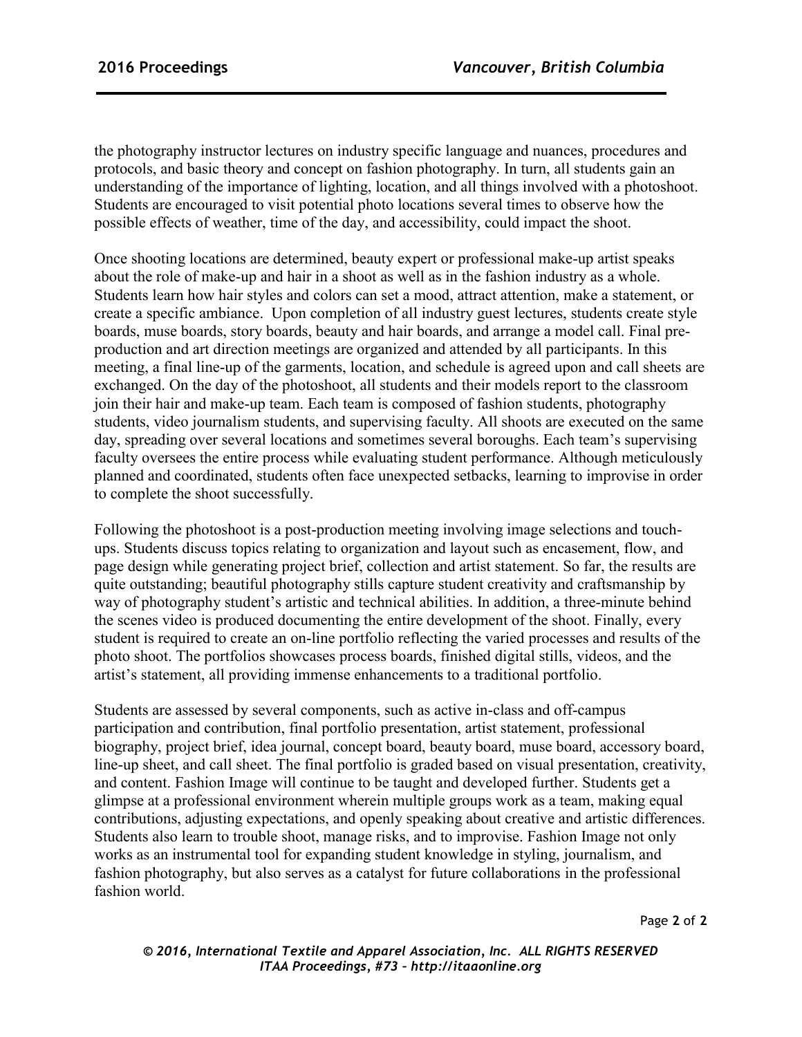the photography instructor lectures on industry specific language and nuances, procedures and protocols, and basic theory and concept on fashion photography. In turn, all students gain an understanding of the importance of lighting, location, and all things involved with a photoshoot. Students are encouraged to visit potential photo locations several times to observe how the possible effects of weather, time of the day, and accessibility, could impact the shoot.

Once shooting locations are determined, beauty expert or professional make-up artist speaks about the role of make-up and hair in a shoot as well as in the fashion industry as a whole. Students learn how hair styles and colors can set a mood, attract attention, make a statement, or create a specific ambiance. Upon completion of all industry guest lectures, students create style boards, muse boards, story boards, beauty and hair boards, and arrange a model call. Final pre-production and art direction meetings are organized and attended by all participants. In this meeting, a final line-up of the garments, location, and schedule is agreed upon and call sheets are exchanged. On the day of the photoshoot, all students and their models report to the classroom join their hair and make-up team. Each team is composed of fashion students, photography students, video journalism students, and supervising faculty. All shoots are executed on the same day, spreading over several locations and sometimes several boroughs. Each team's supervising faculty oversees the entire process while evaluating student performance. Although meticulously planned and coordinated, students often face unexpected setbacks, learning to improvise in order to complete the shoot successfully.

Following the photoshoot is a post-production meeting involving image selections and touch-ups. Students discuss topics relating to organization and layout such as encasement, flow, and page design while generating project brief, collection and artist statement. So far, the results are quite outstanding; beautiful photography stills capture student creativity and craftsmanship by way of photography student's artistic and technical abilities. In addition, a three-minute behind the scenes video is produced documenting the entire development of the shoot. Finally, every student is required to create an on-line portfolio reflecting the varied processes and results of the photo shoot. The portfolios showcases process boards, finished digital stills, videos, and the artist's statement, all providing immense enhancements to a traditional portfolio.

Students are assessed by several components, such as active in-class and off-campus participation and contribution, final portfolio presentation, artist statement, professional biography, project brief, idea journal, concept board, beauty board, muse board, accessory board, line-up sheet, and call sheet. The final portfolio is graded based on visual presentation, creativity, and content. Fashion Image will continue to be taught and developed further. Students get a glimpse at a professional environment wherein multiple groups work as a team, making equal contributions, adjusting expectations, and openly speaking about creative and artistic differences. Students also learn to trouble shoot, manage risks, and to improvise. Fashion Image not only works as an instrumental tool for expanding student knowledge in styling, journalism, and fashion photography, but also serves as a catalyst for future collaborations in the professional fashion world.